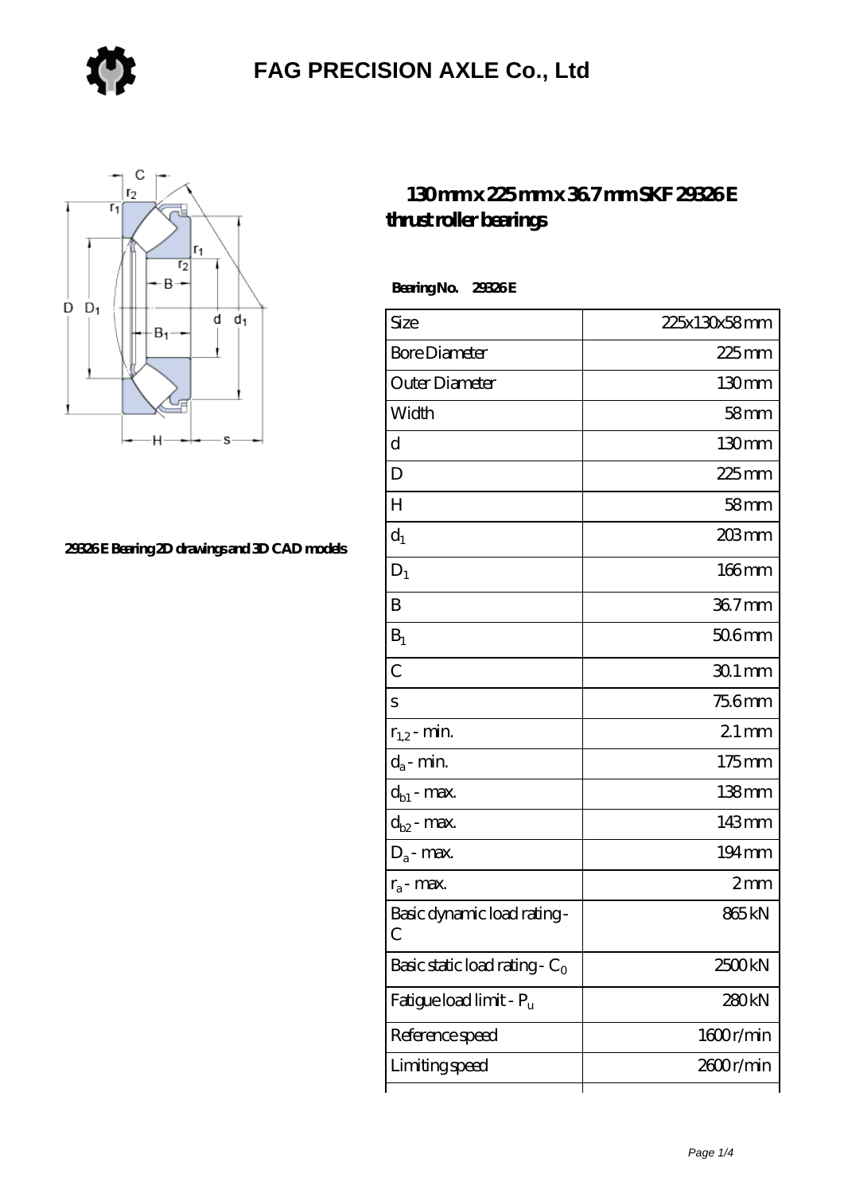# FAG PRECISION AXLE Co., Ltd

29326 E Bearing 2D drawings and 3D CAD models

## 130 mm x 225 mm x 36.7 mm SKF 29326 E thrust roller bearings

**Bearing No. 29326 E**

| | |
|---|---|
| Size | 225x130x58 mm |
| Bore Diameter | 225 mm |
| Outer Diameter | 130 mm |
| Width | 58 mm |
| d | 130 mm |
| D | 225 mm |
| H | 58 mm |
| $d_1$ | 203 mm |
| $D_1$ | 166 mm |
| B | 36.7 mm |
| $B_1$ | 50.6 mm |
| C | 30.1 mm |
| s | 75.6 mm |
| $r_{1,2}$ - min. | 2.1 mm |
| $d_a$ - min. | 175 mm |
| $d_{b1}$ - max. | 138 mm |
| $d_{b2}$ - max. | 143 mm |
| $D_a$ - max. | 194 mm |
| $r_a$ - max. | 2 mm |
| Basic dynamic load rating - C | 865 kN |
| Basic static load rating - $C_0$ | 2500 kN |
| Fatigue load limit - $P_u$ | 280 kN |
| Reference speed | 1600 r/min |
| Limiting speed | 2600 r/min |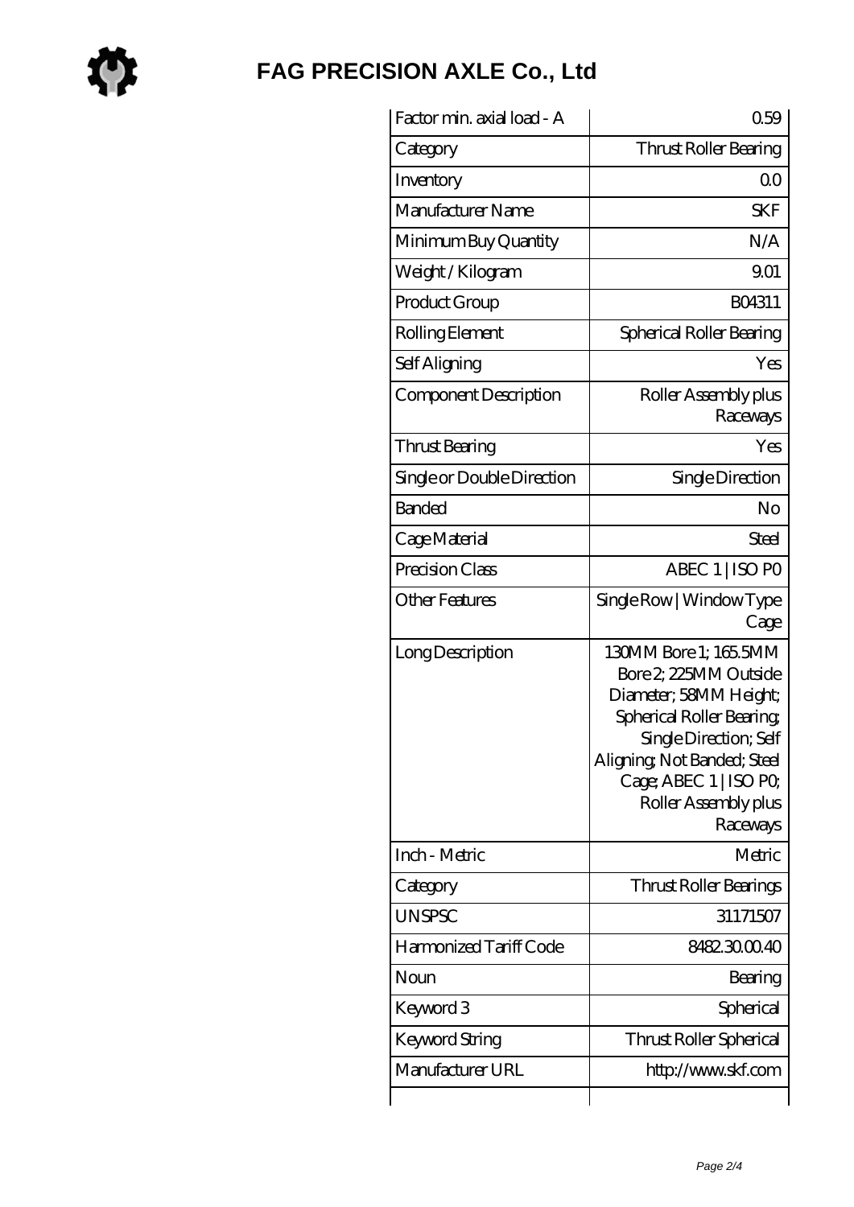| | |
|---|---|
| Factor min. axial load - A | 0.59 |
| Category | Thrust Roller Bearing |
| Inventory | 0.0 |
| Manufacturer Name | SKF |
| Minimum Buy Quantity | N/A |
| Weight / Kilogram | 9.01 |
| Product Group | B04311 |
| Rolling Element | Spherical Roller Bearing |
| Self Aligning | Yes |
| Component Description | Roller Assembly plus Raceways |
| Thrust Bearing | Yes |
| Single or Double Direction | Single Direction |
| Banded | No |
| Cage Material | Steel |
| Precision Class | ABEC 1 \| ISO P0 |
| Other Features | Single Row \| Window Type Cage |
| Long Description | 130MM Bore 1; 165.5MM Bore 2; 225MM Outside Diameter; 58MM Height; Spherical Roller Bearing; Single Direction; Self Aligning; Not Banded; Steel Cage; ABEC 1 \| ISO P0; Roller Assembly plus Raceways |
| Inch - Metric | Metric |
| Category | Thrust Roller Bearings |
| UNSPSC | 31171507 |
| Harmonized Tariff Code | 8482.30.00.40 |
| Noun | Bearing |
| Keyword 3 | Spherical |
| Keyword String | Thrust Roller Spherical |
| Manufacturer URL | http://www.skf.com |
| | |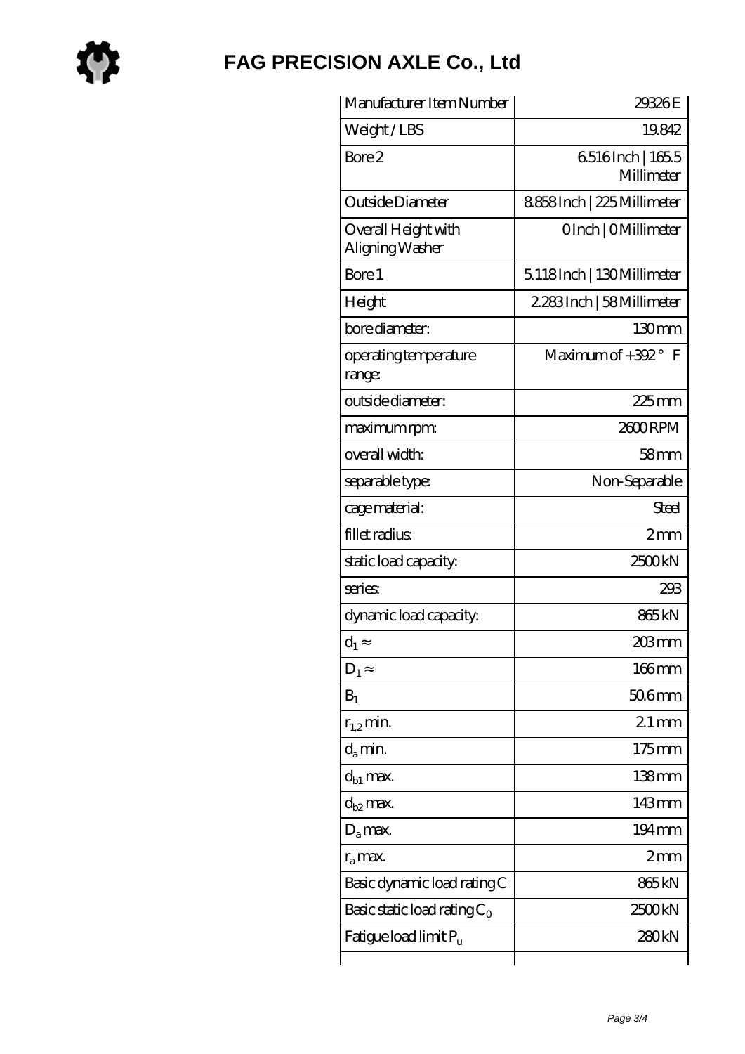# FAG PRECISION AXLE Co., Ltd

| Manufacturer Item Number | 29326 E |
| --- | --- |
| Weight / LBS | 19.842 |
| Bore 2 | 6.516 Inch \| 165.5 Millimeter |
| Outside Diameter | 8.858 Inch \| 225 Millimeter |
| Overall Height with Aligning Washer | 0 Inch \| 0 Millimeter |
| Bore 1 | 5.118 Inch \| 130 Millimeter |
| Height | 2.283 Inch \| 58 Millimeter |
| bore diameter: | 130 mm |
| operating temperature range: | Maximum of +392 ° F |
| outside diameter: | 225 mm |
| maximum rpm: | 2600 RPM |
| overall width: | 58 mm |
| separable type: | Non-Separable |
| cage material: | Steel |
| fillet radius: | 2 mm |
| static load capacity: | 2500 kN |
| series: | 293 |
| dynamic load capacity: | 865 kN |
| $d_1 \approx$ | 203 mm |
| $D_1 \approx$ | 166 mm |
| $B_1$ | 50.6 mm |
| $r_{1,2}$ min. | 2.1 mm |
| $d_a$ min. | 175 mm |
| $d_{b1}$ max. | 138 mm |
| $d_{b2}$ max. | 143 mm |
| $D_a$ max. | 194 mm |
| $r_a$ max. | 2 mm |
| Basic dynamic load rating C | 865 kN |
| Basic static load rating $C_0$ | 2500 kN |
| Fatigue load limit $P_u$ | 280 kN |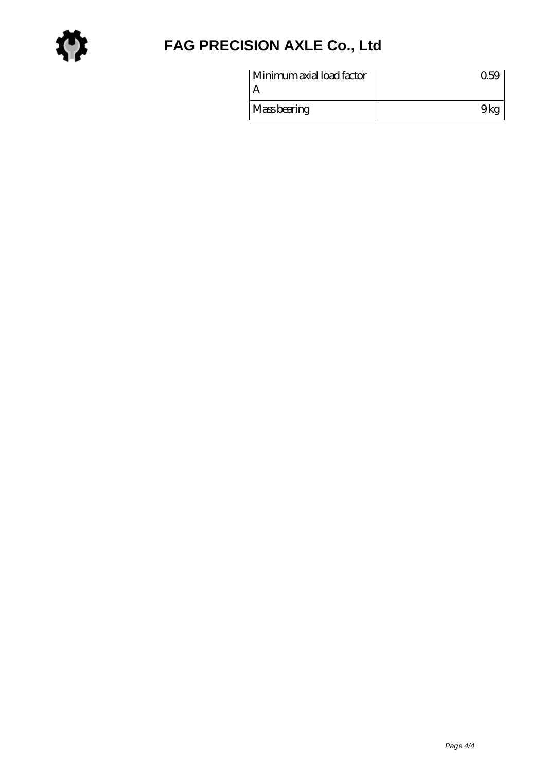| | |
|---|---|
| Minimum axial load factor A | 0.59 |
| Mass bearing | 9 kg |